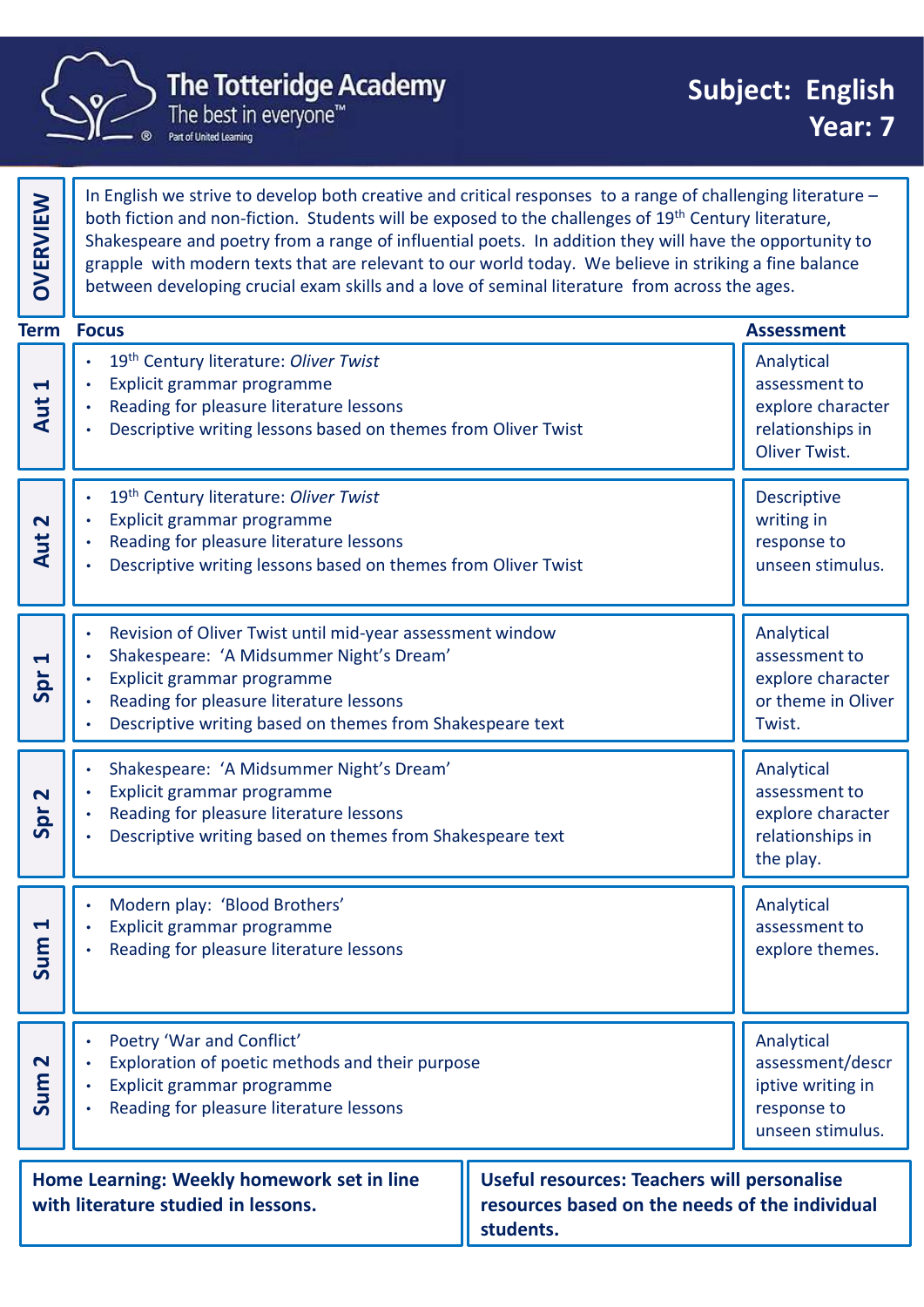# The Totteridge Academy

The best in everyone™

Part of United Learning

## Subject: English
## Year: 7

**OVERVIEW**

In English we strive to develop both creative and critical responses to a range of challenging literature – both fiction and non-fiction. Students will be exposed to the challenges of 19th Century literature, Shakespeare and poetry from a range of influential poets. In addition they will have the opportunity to grapple with modern texts that are relevant to our world today. We believe in striking a fine balance between developing crucial exam skills and a love of seminal literature from across the ages.

| Term | Focus | Assessment |
| --- | --- | --- |
| **Aut 1** | • 19th Century literature: *Oliver Twist*<br>• Explicit grammar programme<br>• Reading for pleasure literature lessons<br>• Descriptive writing lessons based on themes from Oliver Twist | Analytical assessment to explore character relationships in Oliver Twist. |
| **Aut 2** | • 19th Century literature: *Oliver Twist*<br>• Explicit grammar programme<br>• Reading for pleasure literature lessons<br>• Descriptive writing lessons based on themes from Oliver Twist | Descriptive writing in response to unseen stimulus. |
| **Spr 1** | • Revision of Oliver Twist until mid-year assessment window<br>• Shakespeare: 'A Midsummer Night's Dream'<br>• Explicit grammar programme<br>• Reading for pleasure literature lessons<br>• Descriptive writing based on themes from Shakespeare text | Analytical assessment to explore character or theme in Oliver Twist. |
| **Spr 2** | • Shakespeare: 'A Midsummer Night's Dream'<br>• Explicit grammar programme<br>• Reading for pleasure literature lessons<br>• Descriptive writing based on themes from Shakespeare text | Analytical assessment to explore character relationships in the play. |
| **Sum 1** | • Modern play: 'Blood Brothers'<br>• Explicit grammar programme<br>• Reading for pleasure literature lessons | Analytical assessment to explore themes. |
| **Sum 2** | • Poetry 'War and Conflict'<br>• Exploration of poetic methods and their purpose<br>• Explicit grammar programme<br>• Reading for pleasure literature lessons | Analytical assessment/descriptive writing in response to unseen stimulus. |

**Home Learning: Weekly homework set in line with literature studied in lessons.**

**Useful resources: Teachers will personalise resources based on the needs of the individual students.**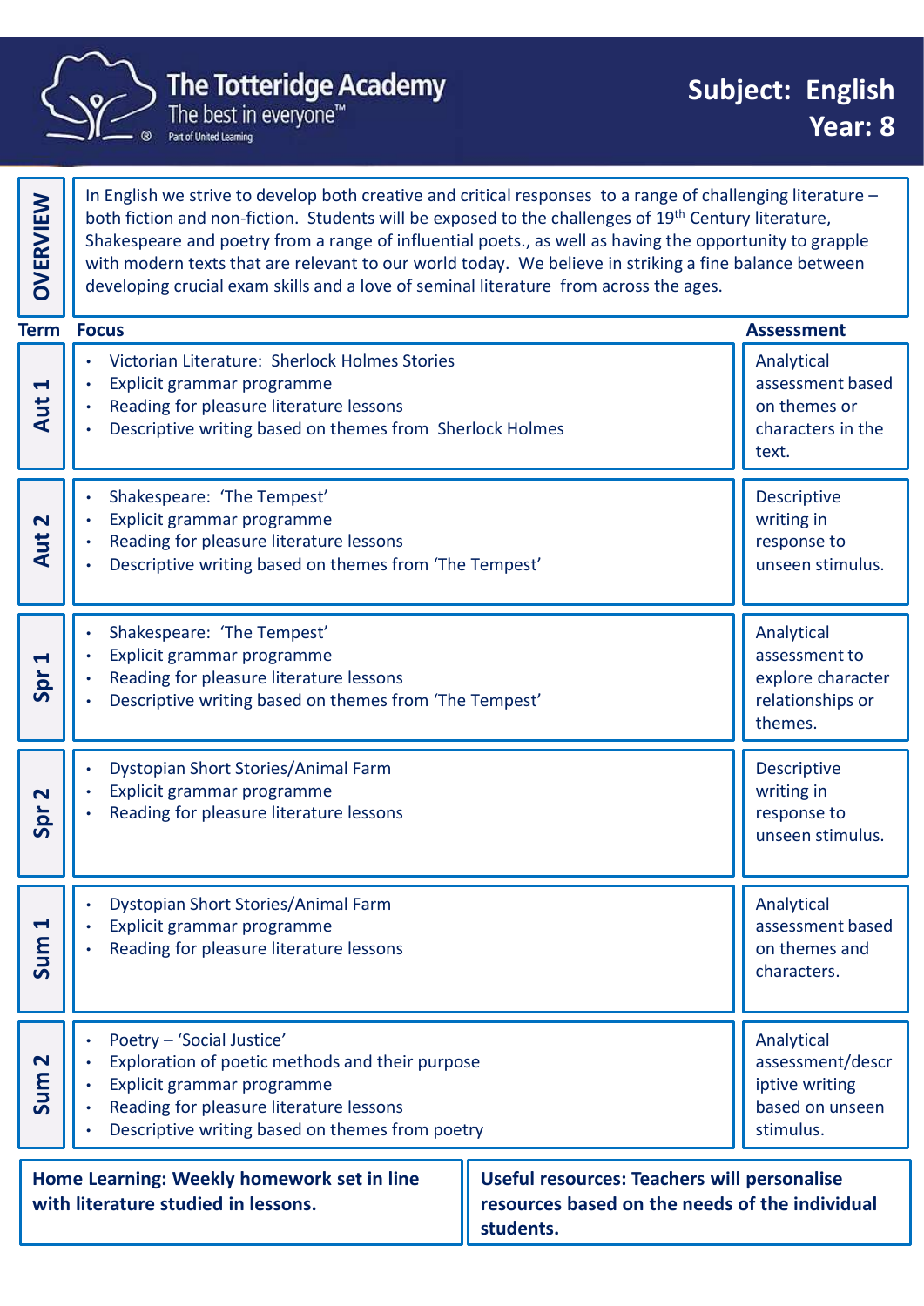# The Totteridge Academy

The best in everyone™

Part of United Learning

**Subject: English**
**Year: 8**

## OVERVIEW

In English we strive to develop both creative and critical responses to a range of challenging literature – both fiction and non-fiction. Students will be exposed to the challenges of 19th Century literature, Shakespeare and poetry from a range of influential poets., as well as having the opportunity to grapple with modern texts that are relevant to our world today. We believe in striking a fine balance between developing crucial exam skills and a love of seminal literature from across the ages.

| Term | Focus | Assessment |
|---|---|---|
| Aut 1 | • Victorian Literature: Sherlock Holmes Stories<br>• Explicit grammar programme<br>• Reading for pleasure literature lessons<br>• Descriptive writing based on themes from Sherlock Holmes | Analytical assessment based on themes or characters in the text. |
| Aut 2 | • Shakespeare: 'The Tempest'<br>• Explicit grammar programme<br>• Reading for pleasure literature lessons<br>• Descriptive writing based on themes from 'The Tempest' | Descriptive writing in response to unseen stimulus. |
| Spr 1 | • Shakespeare: 'The Tempest'<br>• Explicit grammar programme<br>• Reading for pleasure literature lessons<br>• Descriptive writing based on themes from 'The Tempest' | Analytical assessment to explore character relationships or themes. |
| Spr 2 | • Dystopian Short Stories/Animal Farm<br>• Explicit grammar programme<br>• Reading for pleasure literature lessons | Descriptive writing in response to unseen stimulus. |
| Sum 1 | • Dystopian Short Stories/Animal Farm<br>• Explicit grammar programme<br>• Reading for pleasure literature lessons | Analytical assessment based on themes and characters. |
| Sum 2 | • Poetry – 'Social Justice'<br>• Exploration of poetic methods and their purpose<br>• Explicit grammar programme<br>• Reading for pleasure literature lessons<br>• Descriptive writing based on themes from poetry | Analytical assessment/descriptive writing based on unseen stimulus. |

**Home Learning: Weekly homework set in line with literature studied in lessons.**

**Useful resources: Teachers will personalise resources based on the needs of the individual students.**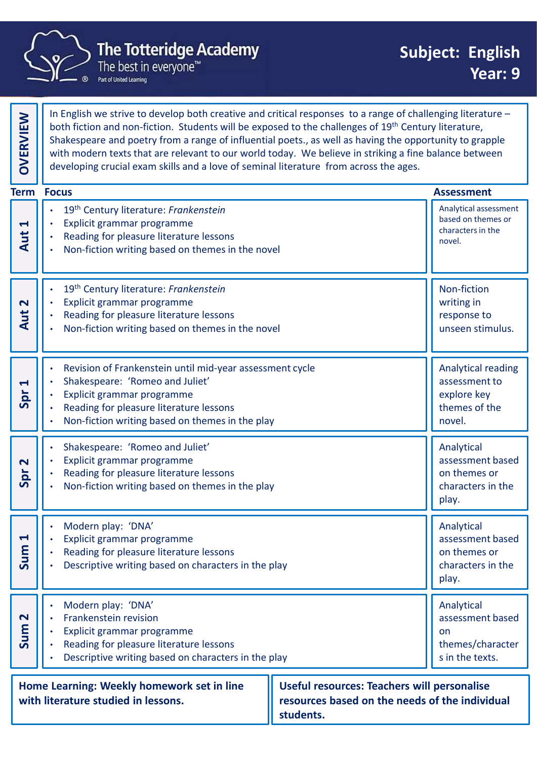# The Totteridge Academy

The best in everyone™

Part of United Learning

## Subject: English
## Year: 9

**OVERVIEW**

In English we strive to develop both creative and critical responses to a range of challenging literature – both fiction and non-fiction. Students will be exposed to the challenges of 19th Century literature, Shakespeare and poetry from a range of influential poets., as well as having the opportunity to grapple with modern texts that are relevant to our world today. We believe in striking a fine balance between developing crucial exam skills and a love of seminal literature from across the ages.

| Term | Focus | Assessment |
|---|---|---|
| Aut 1 | • 19th Century literature: *Frankenstein*<br>• Explicit grammar programme<br>• Reading for pleasure literature lessons<br>• Non-fiction writing based on themes in the novel | Analytical assessment based on themes or characters in the novel. |
| Aut 2 | • 19th Century literature: *Frankenstein*<br>• Explicit grammar programme<br>• Reading for pleasure literature lessons<br>• Non-fiction writing based on themes in the novel | Non-fiction writing in response to unseen stimulus. |
| Spr 1 | • Revision of Frankenstein until mid-year assessment cycle<br>• Shakespeare: 'Romeo and Juliet'<br>• Explicit grammar programme<br>• Reading for pleasure literature lessons<br>• Non-fiction writing based on themes in the play | Analytical reading assessment to explore key themes of the novel. |
| Spr 2 | • Shakespeare: 'Romeo and Juliet'<br>• Explicit grammar programme<br>• Reading for pleasure literature lessons<br>• Non-fiction writing based on themes in the play | Analytical assessment based on themes or characters in the play. |
| Sum 1 | • Modern play: 'DNA'<br>• Explicit grammar programme<br>• Reading for pleasure literature lessons<br>• Descriptive writing based on characters in the play | Analytical assessment based on themes or characters in the play. |
| Sum 2 | • Modern play: 'DNA'<br>• Frankenstein revision<br>• Explicit grammar programme<br>• Reading for pleasure literature lessons<br>• Descriptive writing based on characters in the play | Analytical assessment based on themes/characters in the texts. |

**Home Learning: Weekly homework set in line with literature studied in lessons.**

**Useful resources: Teachers will personalise resources based on the needs of the individual students.**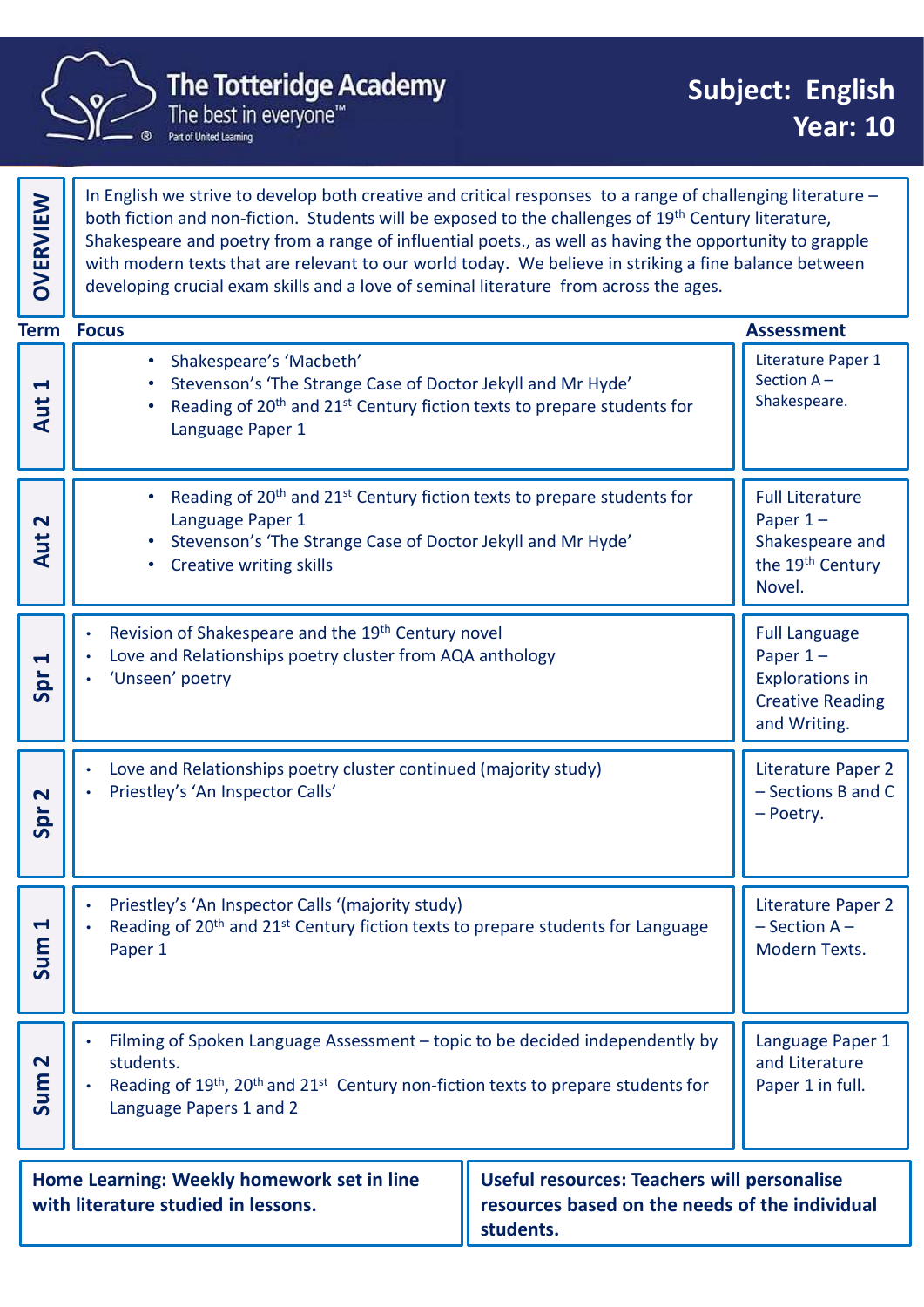# The Totteridge Academy

The best in everyone™

Part of United Learning

**Subject: English**
**Year: 10**

## OVERVIEW

In English we strive to develop both creative and critical responses to a range of challenging literature – both fiction and non-fiction. Students will be exposed to the challenges of 19th Century literature, Shakespeare and poetry from a range of influential poets., as well as having the opportunity to grapple with modern texts that are relevant to our world today. We believe in striking a fine balance between developing crucial exam skills and a love of seminal literature from across the ages.

| Term | Focus | Assessment |
|---|---|---|
| Aut 1 | • Shakespeare's 'Macbeth'<br>• Stevenson's 'The Strange Case of Doctor Jekyll and Mr Hyde'<br>• Reading of 20th and 21st Century fiction texts to prepare students for Language Paper 1 | Literature Paper 1 Section A – Shakespeare. |
| Aut 2 | • Reading of 20th and 21st Century fiction texts to prepare students for Language Paper 1<br>• Stevenson's 'The Strange Case of Doctor Jekyll and Mr Hyde'<br>• Creative writing skills | Full Literature Paper 1 – Shakespeare and the 19th Century Novel. |
| Spr 1 | • Revision of Shakespeare and the 19th Century novel<br>• Love and Relationships poetry cluster from AQA anthology<br>• 'Unseen' poetry | Full Language Paper 1 – Explorations in Creative Reading and Writing. |
| Spr 2 | • Love and Relationships poetry cluster continued (majority study)<br>• Priestley's 'An Inspector Calls' | Literature Paper 2 – Sections B and C – Poetry. |
| Sum 1 | • Priestley's 'An Inspector Calls '(majority study)<br>• Reading of 20th and 21st Century fiction texts to prepare students for Language Paper 1 | Literature Paper 2 – Section A – Modern Texts. |
| Sum 2 | • Filming of Spoken Language Assessment – topic to be decided independently by students.<br>• Reading of 19th, 20th and 21st Century non-fiction texts to prepare students for Language Papers 1 and 2 | Language Paper 1 and Literature Paper 1 in full. |

**Home Learning: Weekly homework set in line with literature studied in lessons.**

**Useful resources: Teachers will personalise resources based on the needs of the individual students.**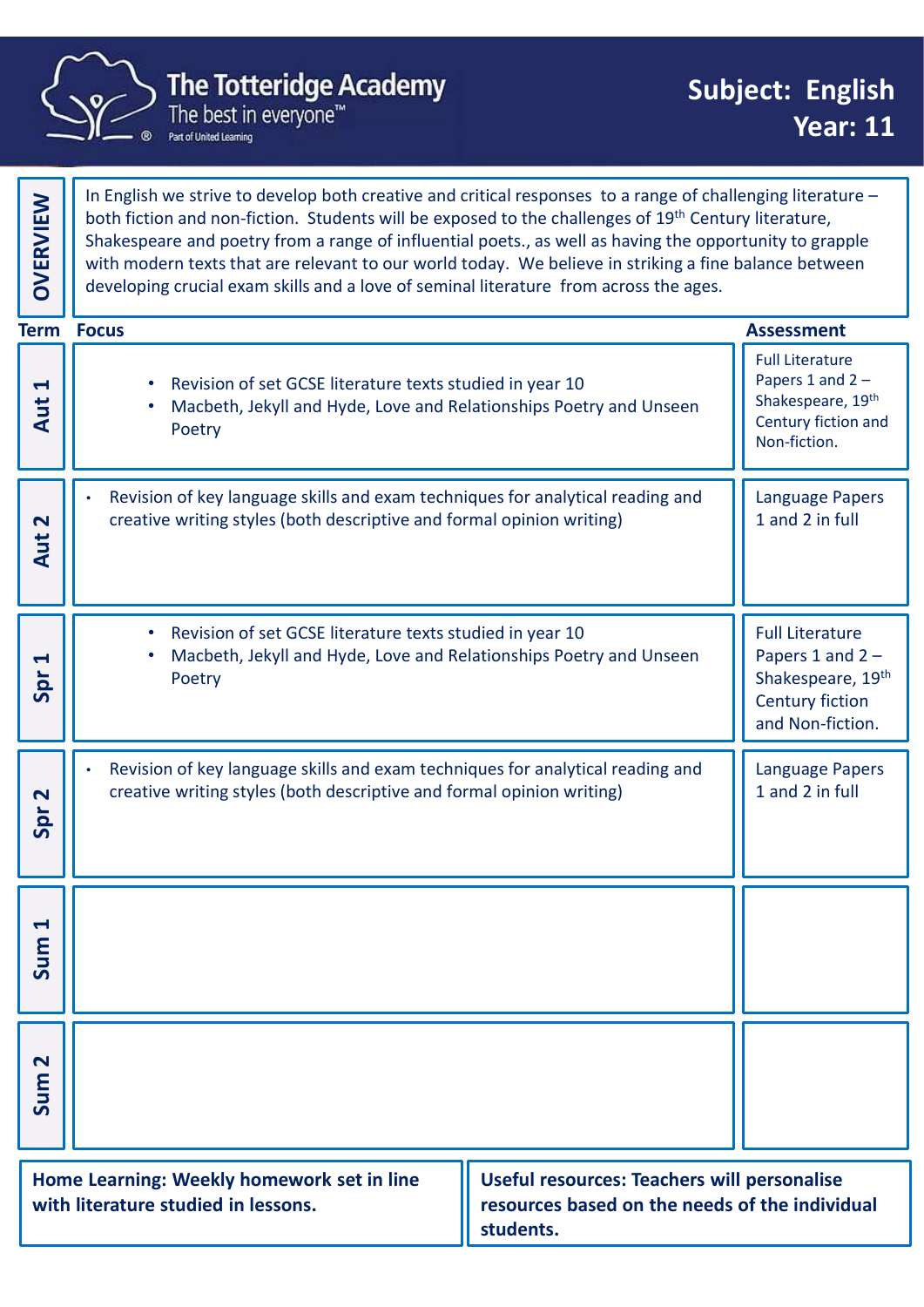# The Totteridge Academy

The best in everyone™

Part of United Learning

**Subject: English**
**Year: 11**

## OVERVIEW

In English we strive to develop both creative and critical responses to a range of challenging literature – both fiction and non-fiction. Students will be exposed to the challenges of 19th Century literature, Shakespeare and poetry from a range of influential poets., as well as having the opportunity to grapple with modern texts that are relevant to our world today. We believe in striking a fine balance between developing crucial exam skills and a love of seminal literature from across the ages.

| Term | Focus | Assessment |
|---|---|---|
| Aut 1 | • Revision of set GCSE literature texts studied in year 10<br>• Macbeth, Jekyll and Hyde, Love and Relationships Poetry and Unseen Poetry | Full Literature Papers 1 and 2 – Shakespeare, 19th Century fiction and Non-fiction. |
| Aut 2 | • Revision of key language skills and exam techniques for analytical reading and creative writing styles (both descriptive and formal opinion writing) | Language Papers 1 and 2 in full |
| Spr 1 | • Revision of set GCSE literature texts studied in year 10<br>• Macbeth, Jekyll and Hyde, Love and Relationships Poetry and Unseen Poetry | Full Literature Papers 1 and 2 – Shakespeare, 19th Century fiction and Non-fiction. |
| Spr 2 | • Revision of key language skills and exam techniques for analytical reading and creative writing styles (both descriptive and formal opinion writing) | Language Papers 1 and 2 in full |
| Sum 1 | | |
| Sum 2 | | |

**Home Learning: Weekly homework set in line with literature studied in lessons.**

**Useful resources: Teachers will personalise resources based on the needs of the individual students.**